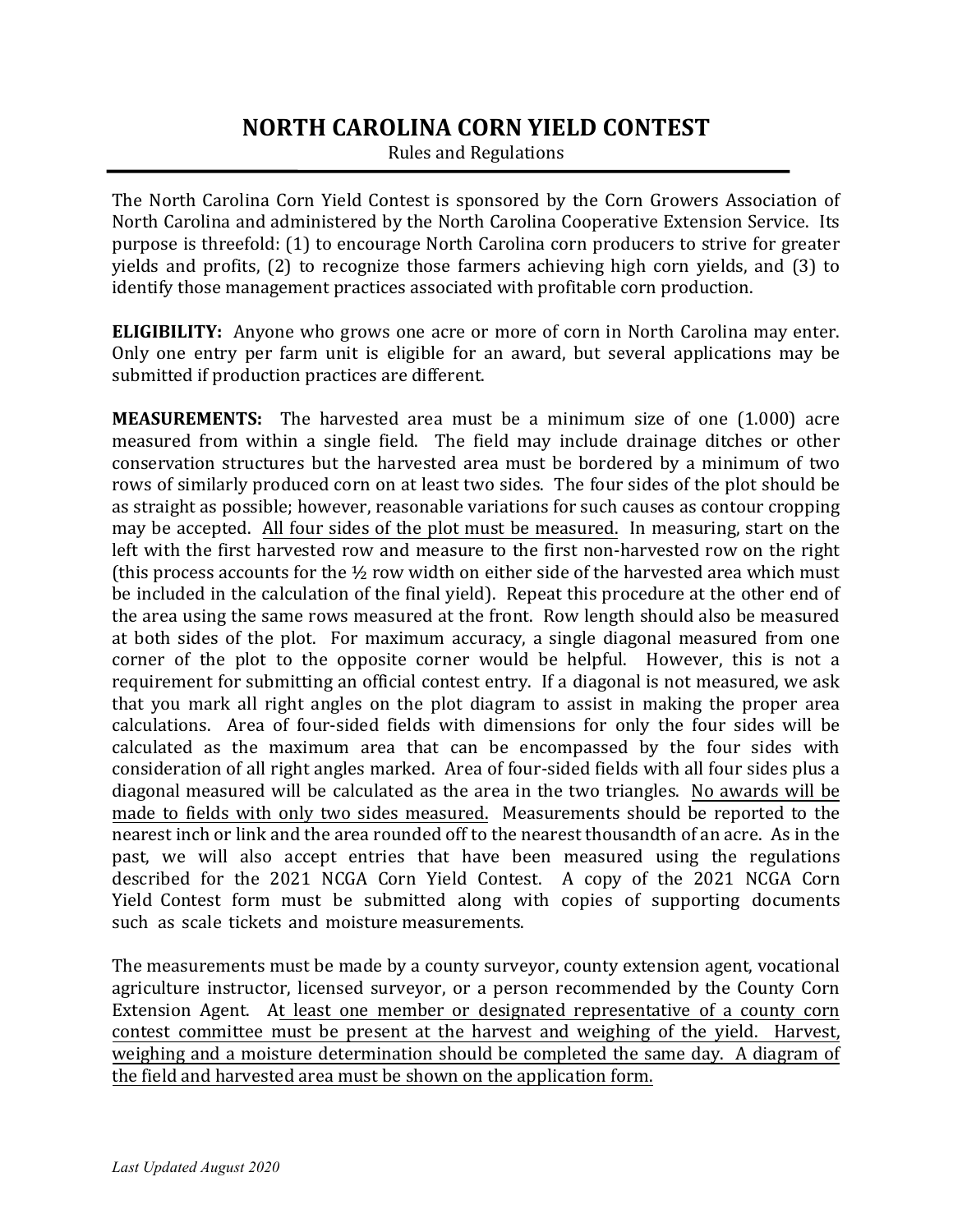# NORTH CAROLINA CORN YIELD CONTEST

Rules and Regulations

The North Carolina Corn Yield Contest is sponsored by the Corn Growers Association of North Carolina and administered by the North Carolina Cooperative Extension Service. Its purpose is threefold: (1) to encourage North Carolina corn producers to strive for greater yields and profits, (2) to recognize those farmers achieving high corn yields, and (3) to identify those management practices associated with profitable corn production.

**ELIGIBILITY:** Anyone who grows one acre or more of corn in North Carolina may enter. Only one entry per farm unit is eligible for an award, but several applications may be submitted if production practices are different.

**MEASUREMENTS:** The harvested area must be a minimum size of one (1.000) acre measured from within a single field. The field may include drainage ditches or other conservation structures but the harvested area must be bordered by a minimum of two rows of similarly produced corn on at least two sides. The four sides of the plot should be as straight as possible; however, reasonable variations for such causes as contour cropping may be accepted. <u>All four sides of the plot must be measured.</u> In measuring, start on the left with the first harvested row and measure to the first non-harvested row on the right (this process accounts for the ½ row width on either side of the harvested area which must be included in the calculation of the final yield). Repeat this procedure at the other end of the area using the same rows measured at the front. Row length should also be measured at both sides of the plot. For maximum accuracy, a single diagonal measured from one corner of the plot to the opposite corner would be helpful. However, this is not a requirement for submitting an official contest entry. If a diagonal is not measured, we ask that you mark all right angles on the plot diagram to assist in making the proper area calculations. Area of four-sided fields with dimensions for only the four sides will be calculated as the maximum area that can be encompassed by the four sides with consideration of all right angles marked. Area of four-sided fields with all four sides plus a diagonal measured will be calculated as the area in the two triangles. <u>No awards will be made to fields with only two sides measured.</u> Measurements should be reported to the nearest inch or link and the area rounded off to the nearest thousandth of an acre. As in the past, we will also accept entries that have been measured using the regulations described for the 2021 NCGA Corn Yield Contest. A copy of the 2021 NCGA Corn Yield Contest form must be submitted along with copies of supporting documents such as scale tickets and moisture measurements.

The measurements must be made by a county surveyor, county extension agent, vocational agriculture instructor, licensed surveyor, or a person recommended by the County Corn Extension Agent. A<u>t least one member or designated representative of a county corn contest committee must be present at the harvest and weighing of the yield. Harvest, weighing and a moisture determination should be completed the same day. A diagram of the field and harvested area must be shown on the application form.</u>

*Last Updated August 2020*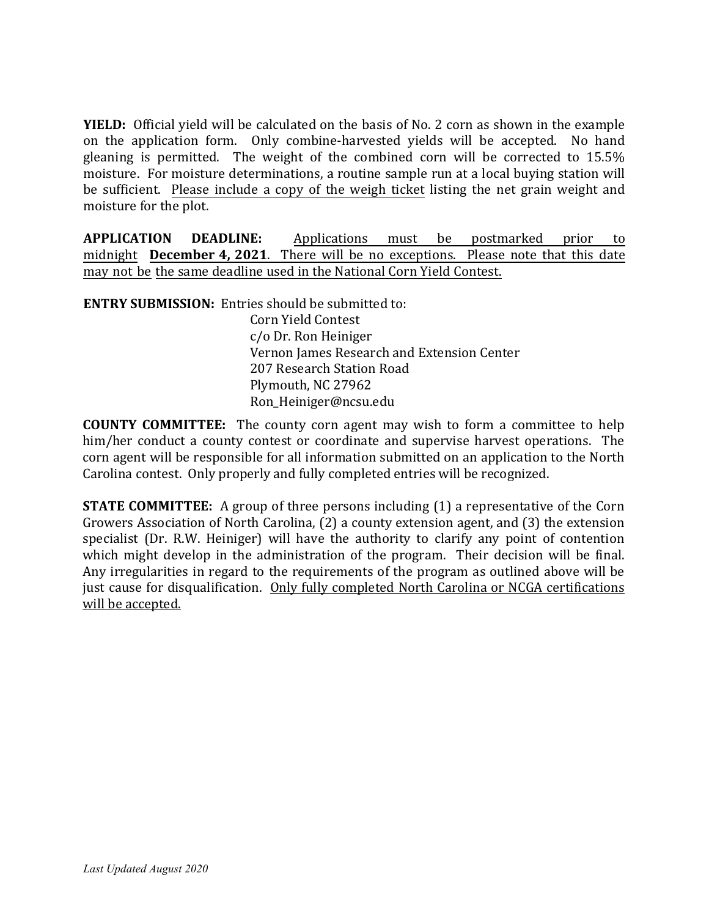**YIELD:** Official yield will be calculated on the basis of No. 2 corn as shown in the example on the application form. Only combine-harvested yields will be accepted. No hand gleaning is permitted. The weight of the combined corn will be corrected to 15.5% moisture. For moisture determinations, a routine sample run at a local buying station will be sufficient. <u>Please include a copy of the weigh ticket</u> listing the net grain weight and moisture for the plot.

**APPLICATION DEADLINE:** <u>Applications must be postmarked prior to midnight</u> **December 4, 2021**. <u>There will be no exceptions. Please note that this date may not be the same deadline used in the National Corn Yield Contest.</u>

**ENTRY SUBMISSION:** Entries should be submitted to:

Corn Yield Contest
c/o Dr. Ron Heiniger
Vernon James Research and Extension Center
207 Research Station Road
Plymouth, NC 27962
Ron_Heiniger@ncsu.edu

**COUNTY COMMITTEE:** The county corn agent may wish to form a committee to help him/her conduct a county contest or coordinate and supervise harvest operations. The corn agent will be responsible for all information submitted on an application to the North Carolina contest. Only properly and fully completed entries will be recognized.

**STATE COMMITTEE:** A group of three persons including (1) a representative of the Corn Growers Association of North Carolina, (2) a county extension agent, and (3) the extension specialist (Dr. R.W. Heiniger) will have the authority to clarify any point of contention which might develop in the administration of the program. Their decision will be final. Any irregularities in regard to the requirements of the program as outlined above will be just cause for disqualification. <u>Only fully completed North Carolina or NCGA certifications will be accepted.</u>

*Last Updated August 2020*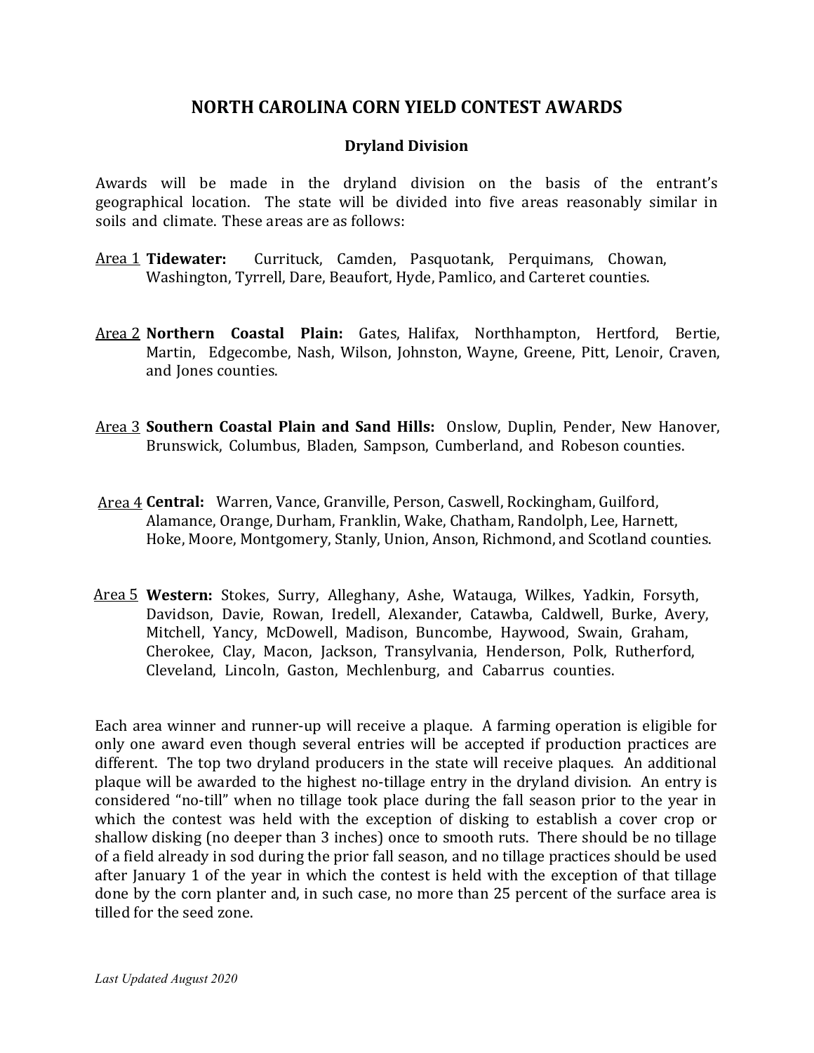# NORTH CAROLINA CORN YIELD CONTEST AWARDS

## Dryland Division

Awards will be made in the dryland division on the basis of the entrant's geographical location. The state will be divided into five areas reasonably similar in soils and climate. These areas are as follows:

Area 1 **Tidewater:** Currituck, Camden, Pasquotank, Perquimans, Chowan, Washington, Tyrrell, Dare, Beaufort, Hyde, Pamlico, and Carteret counties.

Area 2 **Northern Coastal Plain:** Gates, Halifax, Northhampton, Hertford, Bertie, Martin, Edgecombe, Nash, Wilson, Johnston, Wayne, Greene, Pitt, Lenoir, Craven, and Jones counties.

Area 3 **Southern Coastal Plain and Sand Hills:** Onslow, Duplin, Pender, New Hanover, Brunswick, Columbus, Bladen, Sampson, Cumberland, and Robeson counties.

Area 4 **Central:** Warren, Vance, Granville, Person, Caswell, Rockingham, Guilford, Alamance, Orange, Durham, Franklin, Wake, Chatham, Randolph, Lee, Harnett, Hoke, Moore, Montgomery, Stanly, Union, Anson, Richmond, and Scotland counties.

Area 5 **Western:** Stokes, Surry, Alleghany, Ashe, Watauga, Wilkes, Yadkin, Forsyth, Davidson, Davie, Rowan, Iredell, Alexander, Catawba, Caldwell, Burke, Avery, Mitchell, Yancy, McDowell, Madison, Buncombe, Haywood, Swain, Graham, Cherokee, Clay, Macon, Jackson, Transylvania, Henderson, Polk, Rutherford, Cleveland, Lincoln, Gaston, Mechlenburg, and Cabarrus counties.

Each area winner and runner-up will receive a plaque. A farming operation is eligible for only one award even though several entries will be accepted if production practices are different. The top two dryland producers in the state will receive plaques. An additional plaque will be awarded to the highest no-tillage entry in the dryland division. An entry is considered "no-till" when no tillage took place during the fall season prior to the year in which the contest was held with the exception of disking to establish a cover crop or shallow disking (no deeper than 3 inches) once to smooth ruts. There should be no tillage of a field already in sod during the prior fall season, and no tillage practices should be used after January 1 of the year in which the contest is held with the exception of that tillage done by the corn planter and, in such case, no more than 25 percent of the surface area is tilled for the seed zone.

*Last Updated August 2020*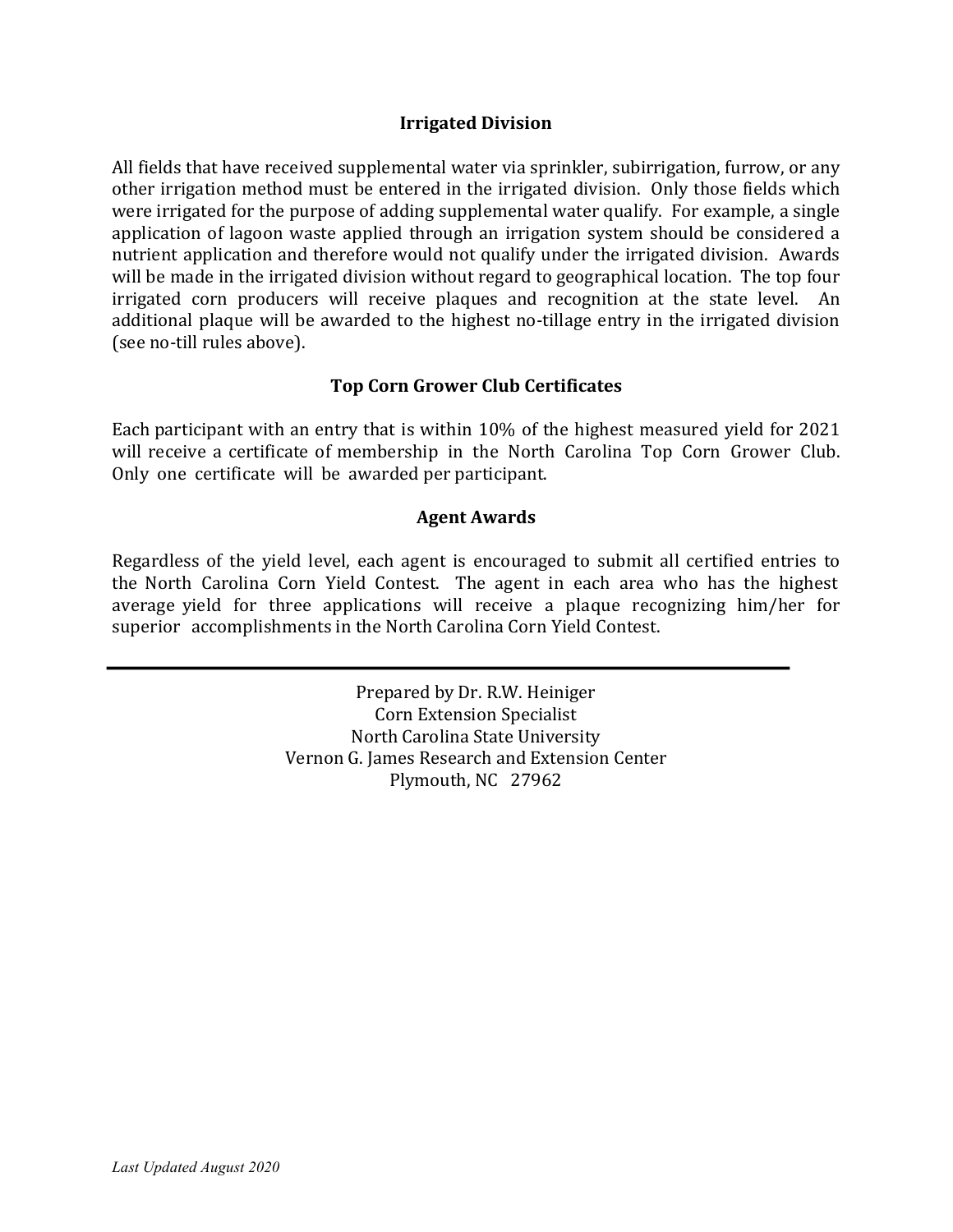## Irrigated Division

All fields that have received supplemental water via sprinkler, subirrigation, furrow, or any other irrigation method must be entered in the irrigated division. Only those fields which were irrigated for the purpose of adding supplemental water qualify. For example, a single application of lagoon waste applied through an irrigation system should be considered a nutrient application and therefore would not qualify under the irrigated division. Awards will be made in the irrigated division without regard to geographical location. The top four irrigated corn producers will receive plaques and recognition at the state level. An additional plaque will be awarded to the highest no-tillage entry in the irrigated division (see no-till rules above).

## Top Corn Grower Club Certificates

Each participant with an entry that is within 10% of the highest measured yield for 2021 will receive a certificate of membership in the North Carolina Top Corn Grower Club. Only one certificate will be awarded per participant.

## Agent Awards

Regardless of the yield level, each agent is encouraged to submit all certified entries to the North Carolina Corn Yield Contest. The agent in each area who has the highest average yield for three applications will receive a plaque recognizing him/her for superior accomplishments in the North Carolina Corn Yield Contest.

---

Prepared by Dr. R.W. Heiniger
Corn Extension Specialist
North Carolina State University
Vernon G. James Research and Extension Center
Plymouth, NC 27962

*Last Updated August 2020*